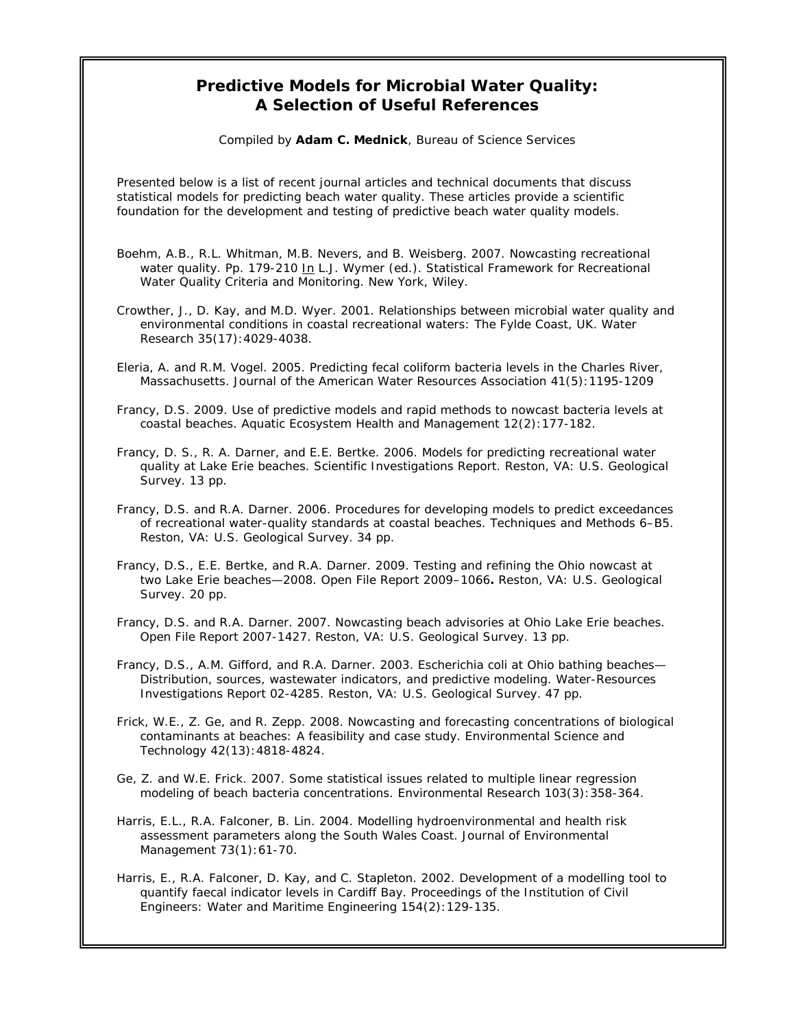# Predictive Models for Microbial Water Quality: A Selection of Useful References

Compiled by **Adam C. Mednick**, Bureau of Science Services

Presented below is a list of recent journal articles and technical documents that discuss statistical models for predicting beach water quality. These articles provide a scientific foundation for the development and testing of predictive beach water quality models.

Boehm, A.B., R.L. Whitman, M.B. Nevers, and B. Weisberg. 2007. Nowcasting recreational water quality. Pp. 179-210 In L.J. Wymer (ed.). Statistical Framework for Recreational Water Quality Criteria and Monitoring. New York, Wiley.

Crowther, J., D. Kay, and M.D. Wyer. 2001. Relationships between microbial water quality and environmental conditions in coastal recreational waters: The Fylde Coast, UK. Water Research 35(17):4029-4038.

Eleria, A. and R.M. Vogel. 2005. Predicting fecal coliform bacteria levels in the Charles River, Massachusetts. Journal of the American Water Resources Association 41(5):1195-1209

Francy, D.S. 2009. Use of predictive models and rapid methods to nowcast bacteria levels at coastal beaches. Aquatic Ecosystem Health and Management 12(2):177-182.

Francy, D. S., R. A. Darner, and E.E. Bertke. 2006. Models for predicting recreational water quality at Lake Erie beaches. Scientific Investigations Report. Reston, VA: U.S. Geological Survey. 13 pp.

Francy, D.S. and R.A. Darner. 2006. Procedures for developing models to predict exceedances of recreational water-quality standards at coastal beaches. Techniques and Methods 6–B5. Reston, VA: U.S. Geological Survey. 34 pp.

Francy, D.S., E.E. Bertke, and R.A. Darner. 2009. Testing and refining the Ohio nowcast at two Lake Erie beaches—2008. Open File Report 2009–1066**.** Reston, VA: U.S. Geological Survey. 20 pp.

Francy, D.S. and R.A. Darner. 2007. Nowcasting beach advisories at Ohio Lake Erie beaches. Open File Report 2007-1427. Reston, VA: U.S. Geological Survey. 13 pp.

Francy, D.S., A.M. Gifford, and R.A. Darner. 2003. Escherichia coli at Ohio bathing beaches—Distribution, sources, wastewater indicators, and predictive modeling. Water-Resources Investigations Report 02-4285. Reston, VA: U.S. Geological Survey. 47 pp.

Frick, W.E., Z. Ge, and R. Zepp. 2008. Nowcasting and forecasting concentrations of biological contaminants at beaches: A feasibility and case study. Environmental Science and Technology 42(13):4818-4824.

Ge, Z. and W.E. Frick. 2007. Some statistical issues related to multiple linear regression modeling of beach bacteria concentrations. Environmental Research 103(3):358-364.

Harris, E.L., R.A. Falconer, B. Lin. 2004. Modelling hydroenvironmental and health risk assessment parameters along the South Wales Coast. Journal of Environmental Management 73(1):61-70.

Harris, E., R.A. Falconer, D. Kay, and C. Stapleton. 2002. Development of a modelling tool to quantify faecal indicator levels in Cardiff Bay. Proceedings of the Institution of Civil Engineers: Water and Maritime Engineering 154(2):129-135.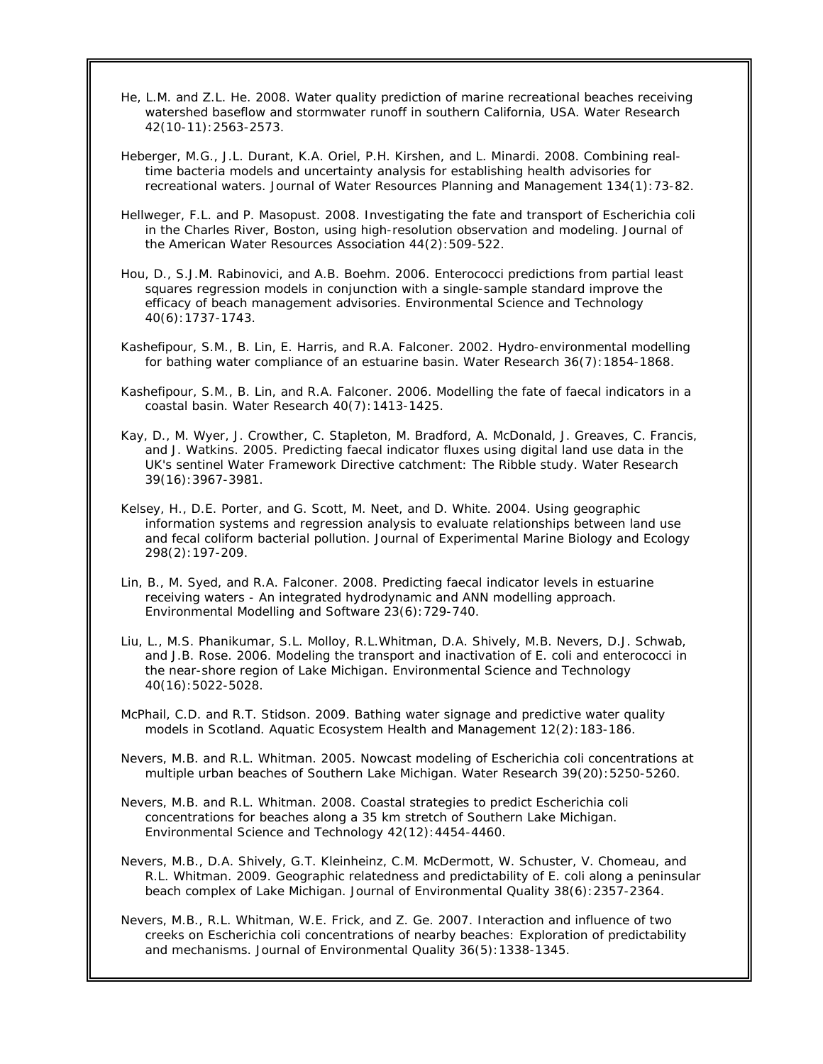He, L.M. and Z.L. He. 2008. Water quality prediction of marine recreational beaches receiving watershed baseflow and stormwater runoff in southern California, USA. Water Research 42(10-11):2563-2573.

Heberger, M.G., J.L. Durant, K.A. Oriel, P.H. Kirshen, and L. Minardi. 2008. Combining real-time bacteria models and uncertainty analysis for establishing health advisories for recreational waters. Journal of Water Resources Planning and Management 134(1):73-82.

Hellweger, F.L. and P. Masopust. 2008. Investigating the fate and transport of Escherichia coli in the Charles River, Boston, using high-resolution observation and modeling. Journal of the American Water Resources Association 44(2):509-522.

Hou, D., S.J.M. Rabinovici, and A.B. Boehm. 2006. Enterococci predictions from partial least squares regression models in conjunction with a single-sample standard improve the efficacy of beach management advisories. Environmental Science and Technology 40(6):1737-1743.

Kashefipour, S.M., B. Lin, E. Harris, and R.A. Falconer. 2002. Hydro-environmental modelling for bathing water compliance of an estuarine basin. Water Research 36(7):1854-1868.

Kashefipour, S.M., B. Lin, and R.A. Falconer. 2006. Modelling the fate of faecal indicators in a coastal basin. Water Research 40(7):1413-1425.

Kay, D., M. Wyer, J. Crowther, C. Stapleton, M. Bradford, A. McDonald, J. Greaves, C. Francis, and J. Watkins. 2005. Predicting faecal indicator fluxes using digital land use data in the UK's sentinel Water Framework Directive catchment: The Ribble study. Water Research 39(16):3967-3981.

Kelsey, H., D.E. Porter, and G. Scott, M. Neet, and D. White. 2004. Using geographic information systems and regression analysis to evaluate relationships between land use and fecal coliform bacterial pollution. Journal of Experimental Marine Biology and Ecology 298(2):197-209.

Lin, B., M. Syed, and R.A. Falconer. 2008. Predicting faecal indicator levels in estuarine receiving waters - An integrated hydrodynamic and ANN modelling approach. Environmental Modelling and Software 23(6):729-740.

Liu, L., M.S. Phanikumar, S.L. Molloy, R.L.Whitman, D.A. Shively, M.B. Nevers, D.J. Schwab, and J.B. Rose. 2006. Modeling the transport and inactivation of E. coli and enterococci in the near-shore region of Lake Michigan. Environmental Science and Technology 40(16):5022-5028.

McPhail, C.D. and R.T. Stidson. 2009. Bathing water signage and predictive water quality models in Scotland. Aquatic Ecosystem Health and Management 12(2):183-186.

Nevers, M.B. and R.L. Whitman. 2005. Nowcast modeling of Escherichia coli concentrations at multiple urban beaches of Southern Lake Michigan. Water Research 39(20):5250-5260.

Nevers, M.B. and R.L. Whitman. 2008. Coastal strategies to predict Escherichia coli concentrations for beaches along a 35 km stretch of Southern Lake Michigan. Environmental Science and Technology 42(12):4454-4460.

Nevers, M.B., D.A. Shively, G.T. Kleinheinz, C.M. McDermott, W. Schuster, V. Chomeau, and R.L. Whitman. 2009. Geographic relatedness and predictability of E. coli along a peninsular beach complex of Lake Michigan. Journal of Environmental Quality 38(6):2357-2364.

Nevers, M.B., R.L. Whitman, W.E. Frick, and Z. Ge. 2007. Interaction and influence of two creeks on Escherichia coli concentrations of nearby beaches: Exploration of predictability and mechanisms. Journal of Environmental Quality 36(5):1338-1345.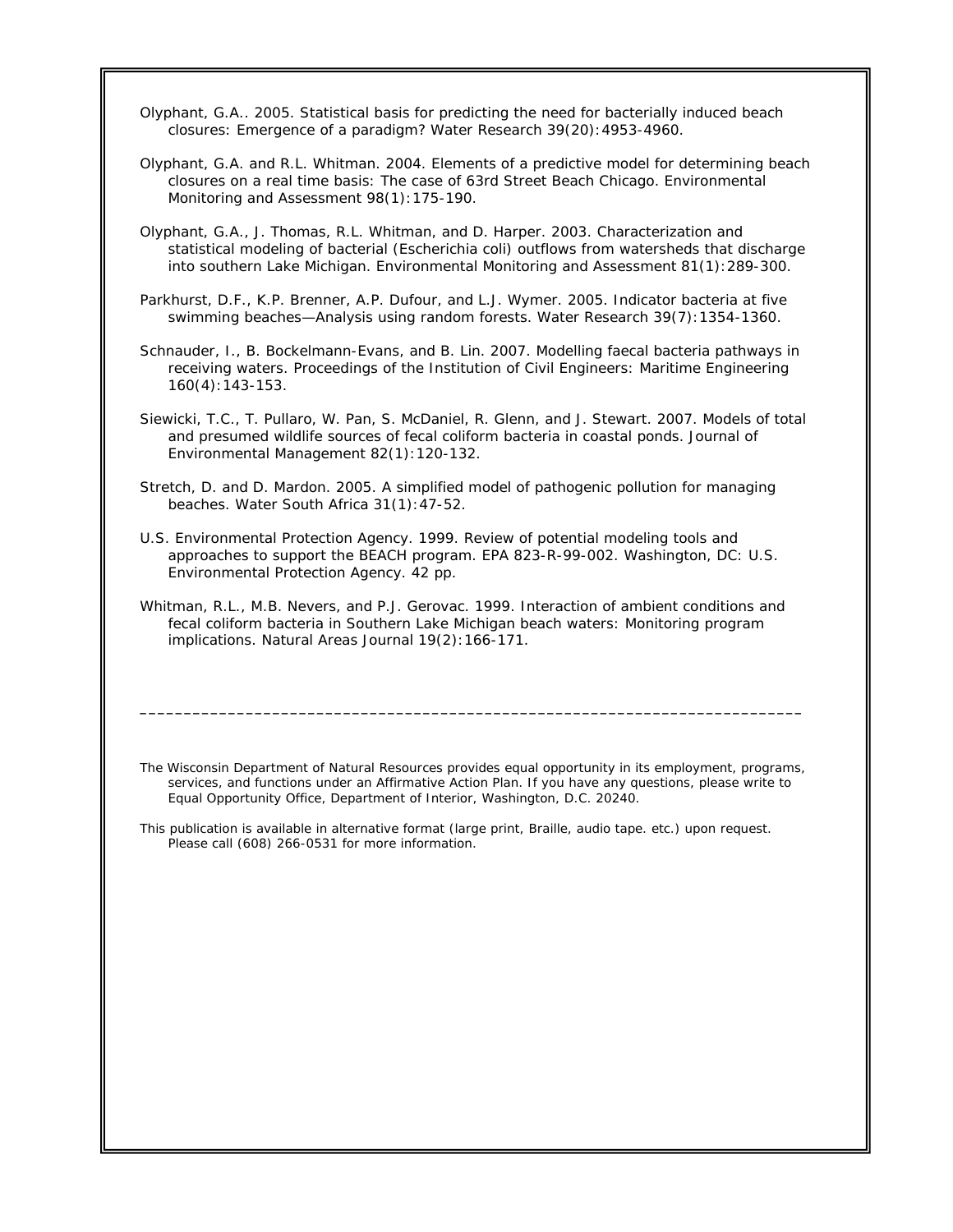Olyphant, G.A.. 2005. Statistical basis for predicting the need for bacterially induced beach closures: Emergence of a paradigm? Water Research 39(20):4953-4960.

Olyphant, G.A. and R.L. Whitman. 2004. Elements of a predictive model for determining beach closures on a real time basis: The case of 63rd Street Beach Chicago. Environmental Monitoring and Assessment 98(1):175-190.

Olyphant, G.A., J. Thomas, R.L. Whitman, and D. Harper. 2003. Characterization and statistical modeling of bacterial (Escherichia coli) outflows from watersheds that discharge into southern Lake Michigan. Environmental Monitoring and Assessment 81(1):289-300.

Parkhurst, D.F., K.P. Brenner, A.P. Dufour, and L.J. Wymer. 2005. Indicator bacteria at five swimming beaches—Analysis using random forests. Water Research 39(7):1354-1360.

Schnauder, I., B. Bockelmann-Evans, and B. Lin. 2007. Modelling faecal bacteria pathways in receiving waters. Proceedings of the Institution of Civil Engineers: Maritime Engineering 160(4):143-153.

Siewicki, T.C., T. Pullaro, W. Pan, S. McDaniel, R. Glenn, and J. Stewart. 2007. Models of total and presumed wildlife sources of fecal coliform bacteria in coastal ponds. Journal of Environmental Management 82(1):120-132.

Stretch, D. and D. Mardon. 2005. A simplified model of pathogenic pollution for managing beaches. Water South Africa 31(1):47-52.

U.S. Environmental Protection Agency. 1999. Review of potential modeling tools and approaches to support the BEACH program. EPA 823-R-99-002. Washington, DC: U.S. Environmental Protection Agency. 42 pp.

Whitman, R.L., M.B. Nevers, and P.J. Gerovac. 1999. Interaction of ambient conditions and fecal coliform bacteria in Southern Lake Michigan beach waters: Monitoring program implications. Natural Areas Journal 19(2):166-171.

---

The Wisconsin Department of Natural Resources provides equal opportunity in its employment, programs, services, and functions under an Affirmative Action Plan. If you have any questions, please write to Equal Opportunity Office, Department of Interior, Washington, D.C. 20240.

This publication is available in alternative format (large print, Braille, audio tape. etc.) upon request. Please call (608) 266-0531 for more information.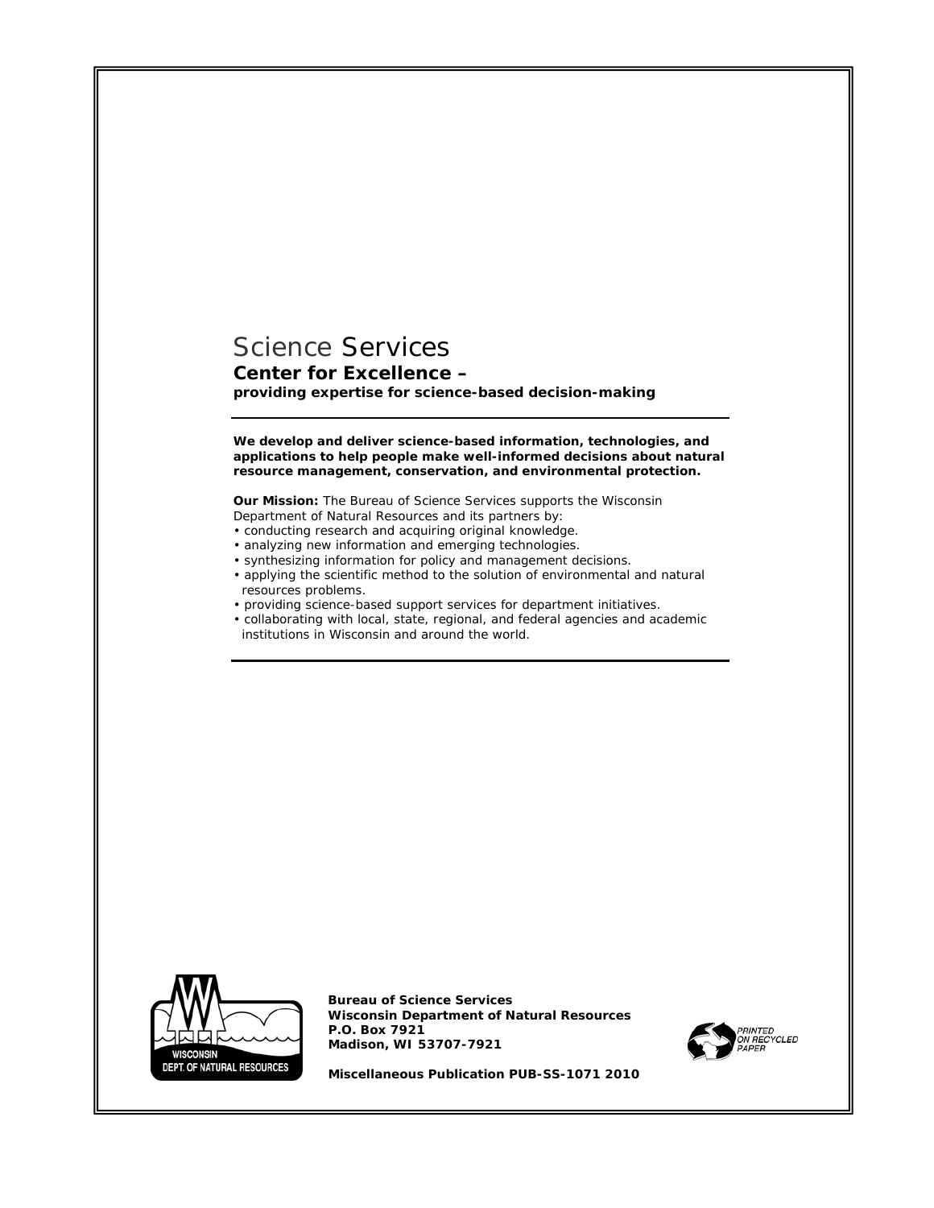# Science Services

**Center for Excellence –**

**providing expertise for science-based decision-making**

---

**We develop and deliver science-based information, technologies, and applications to help people make well-informed decisions about natural resource management, conservation, and environmental protection.**

**Our Mission:** The Bureau of Science Services supports the Wisconsin Department of Natural Resources and its partners by:

- conducting research and acquiring original knowledge.
- analyzing new information and emerging technologies.
- synthesizing information for policy and management decisions.
- applying the scientific method to the solution of environmental and natural resources problems.
- providing science-based support services for department initiatives.
- collaborating with local, state, regional, and federal agencies and academic institutions in Wisconsin and around the world.

---

WISCONSIN DEPT. OF NATURAL RESOURCES

**Bureau of Science Services**
**Wisconsin Department of Natural Resources**
**P.O. Box 7921**
**Madison, WI 53707-7921**

**Miscellaneous Publication PUB-SS-1071 2010**

PRINTED ON RECYCLED PAPER